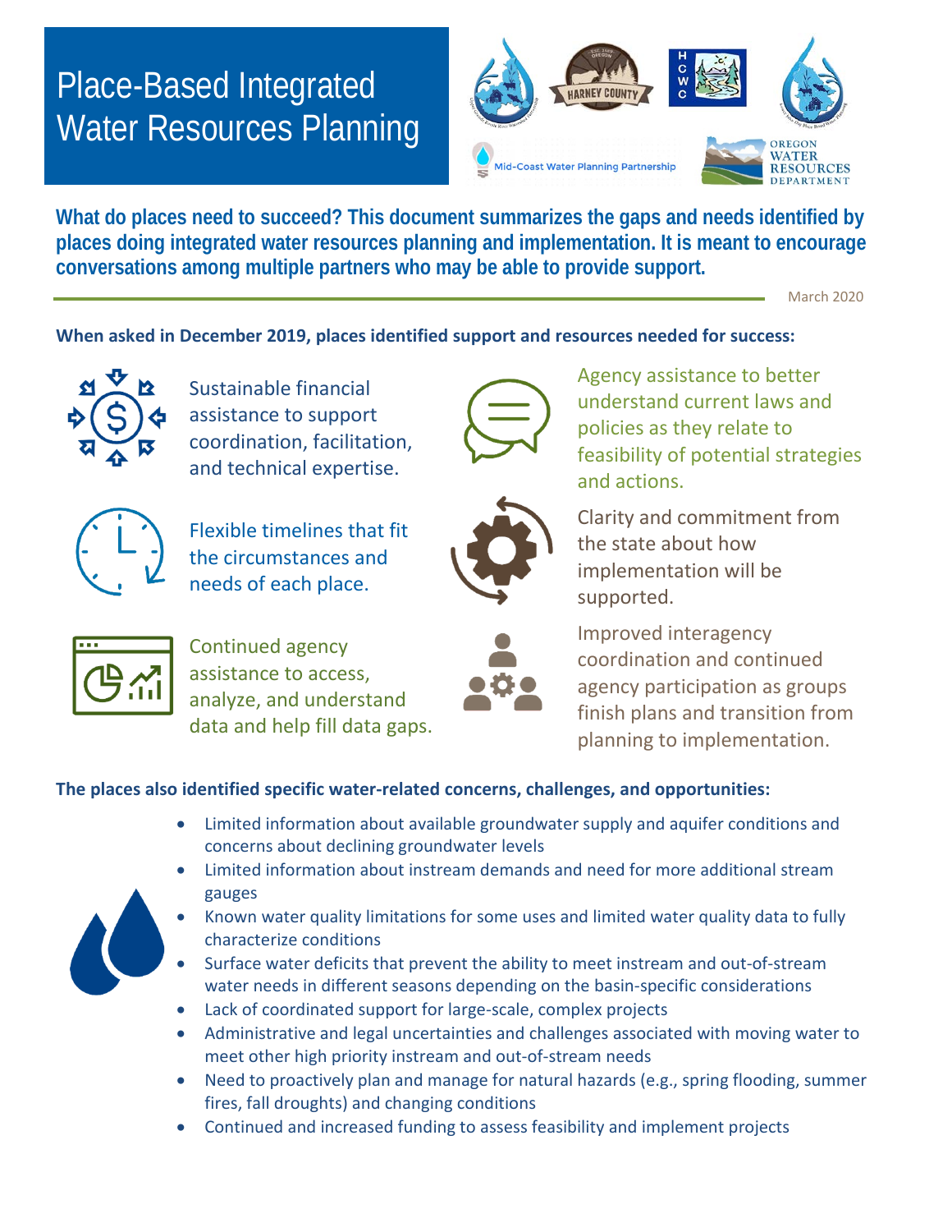# Place-Based Integrated Water Resources Planning

Mid-Coast Water Planning Partnership

OREGON WATER RESOURCES DEPARTMENT

**What do places need to succeed? This document summarizes the gaps and needs identified by places doing integrated water resources planning and implementation. It is meant to encourage conversations among multiple partners who may be able to provide support.**

March 2020

**When asked in December 2019, places identified support and resources needed for success:**

- Sustainable financial assistance to support coordination, facilitation, and technical expertise.
- Flexible timelines that fit the circumstances and needs of each place.
- Continued agency assistance to access, analyze, and understand data and help fill data gaps.
- Agency assistance to better understand current laws and policies as they relate to feasibility of potential strategies and actions.
- Clarity and commitment from the state about how implementation will be supported.
- Improved interagency coordination and continued agency participation as groups finish plans and transition from planning to implementation.

**The places also identified specific water-related concerns, challenges, and opportunities:**

- Limited information about available groundwater supply and aquifer conditions and concerns about declining groundwater levels
- Limited information about instream demands and need for more additional stream gauges
- Known water quality limitations for some uses and limited water quality data to fully characterize conditions
- Surface water deficits that prevent the ability to meet instream and out-of-stream water needs in different seasons depending on the basin-specific considerations
- Lack of coordinated support for large-scale, complex projects
- Administrative and legal uncertainties and challenges associated with moving water to meet other high priority instream and out-of-stream needs
- Need to proactively plan and manage for natural hazards (e.g., spring flooding, summer fires, fall droughts) and changing conditions
- Continued and increased funding to assess feasibility and implement projects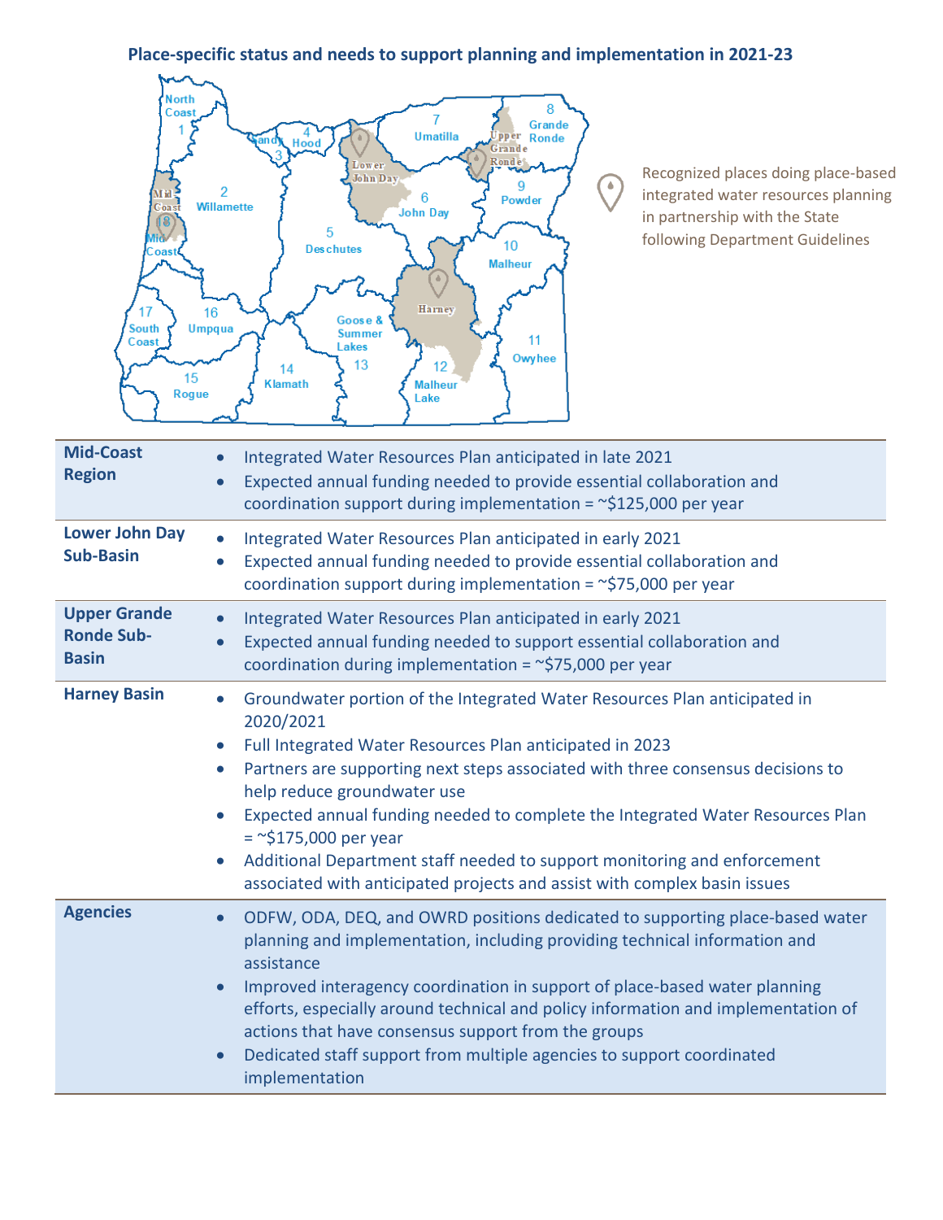## Place-specific status and needs to support planning and implementation in 2021-23

1 North Coast
2 Willamette
3 Sandy
4 Hood
5 Deschutes
6 John Day
7 Umatilla
8 Grande Ronde
9 Powder
10 Malheur
11 Owyhee
12 Malheur Lake
13 Goose & Summer Lakes
14 Klamath
15 Rogue
16 Umpqua
17 South Coast
18 Mid Coast

Mid Coast
Lower John Day
Upper Grande Ronde
Harney

Recognized places doing place-based integrated water resources planning in partnership with the State following Department Guidelines

| | |
|---|---|
| **Mid-Coast Region** | • Integrated Water Resources Plan anticipated in late 2021<br>• Expected annual funding needed to provide essential collaboration and coordination support during implementation = ~$125,000 per year |
| **Lower John Day Sub-Basin** | • Integrated Water Resources Plan anticipated in early 2021<br>• Expected annual funding needed to provide essential collaboration and coordination support during implementation = ~$75,000 per year |
| **Upper Grande Ronde Sub-Basin** | • Integrated Water Resources Plan anticipated in early 2021<br>• Expected annual funding needed to support essential collaboration and coordination during implementation = ~$75,000 per year |
| **Harney Basin** | • Groundwater portion of the Integrated Water Resources Plan anticipated in 2020/2021<br>• Full Integrated Water Resources Plan anticipated in 2023<br>• Partners are supporting next steps associated with three consensus decisions to help reduce groundwater use<br>• Expected annual funding needed to complete the Integrated Water Resources Plan = ~$175,000 per year<br>• Additional Department staff needed to support monitoring and enforcement associated with anticipated projects and assist with complex basin issues |
| **Agencies** | • ODFW, ODA, DEQ, and OWRD positions dedicated to supporting place-based water planning and implementation, including providing technical information and assistance<br>• Improved interagency coordination in support of place-based water planning efforts, especially around technical and policy information and implementation of actions that have consensus support from the groups<br>• Dedicated staff support from multiple agencies to support coordinated implementation |